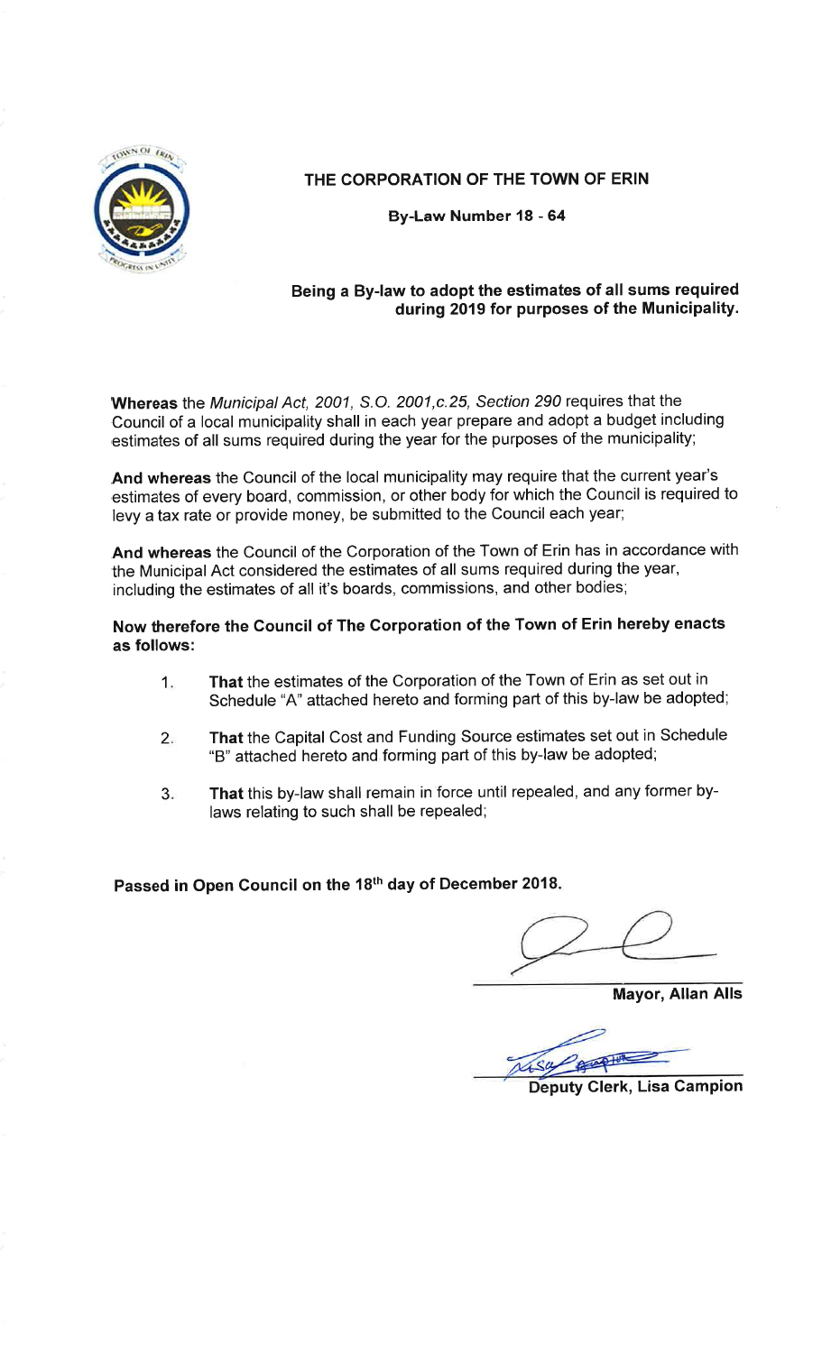# THE CORPORATION OF THE TOWN OF ERIN

## By-Law Number 18 - 64

### Being a By-law to adopt the estimates of all sums required during 2019 for purposes of the Municipality.

**Whereas** the *Municipal Act, 2001, S.O. 2001,c.25, Section 290* requires that the Council of a local municipality shall in each year prepare and adopt a budget including estimates of all sums required during the year for the purposes of the municipality;

**And whereas** the Council of the local municipality may require that the current year's estimates of every board, commission, or other body for which the Council is required to levy a tax rate or provide money, be submitted to the Council each year;

**And whereas** the Council of the Corporation of the Town of Erin has in accordance with the Municipal Act considered the estimates of all sums required during the year, including the estimates of all it's boards, commissions, and other bodies;

**Now therefore the Council of The Corporation of the Town of Erin hereby enacts as follows:**

1. **That** the estimates of the Corporation of the Town of Erin as set out in Schedule "A" attached hereto and forming part of this by-law be adopted;
2. **That** the Capital Cost and Funding Source estimates set out in Schedule "B" attached hereto and forming part of this by-law be adopted;
3. **That** this by-law shall remain in force until repealed, and any former by-laws relating to such shall be repealed;

**Passed in Open Council on the 18th day of December 2018.**

**Mayor, Allan Alls**

**Deputy Clerk, Lisa Campion**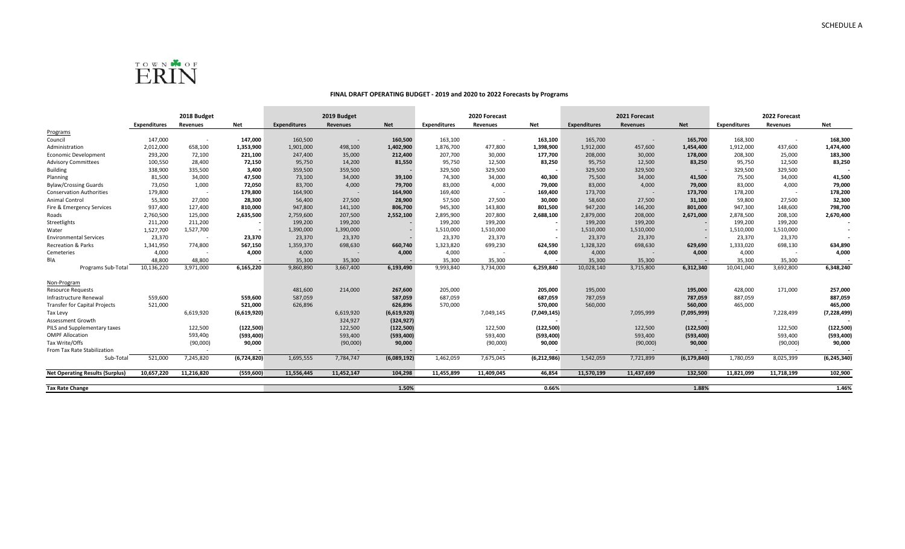SCHEDULE A

TOWN OF ERIN

**FINAL DRAFT OPERATING BUDGET - 2019 and 2020 to 2022 Forecasts by Programs**

| | 2018 Budget | | | 2019 Budget | | | 2020 Forecast | | | 2021 Forecast | | | 2022 Forecast | | |
|---|---|---|---|---|---|---|---|---|---|---|---|---|---|---|---|
| | **Expenditures** | **Revenues** | **Net** | **Expenditures** | **Revenues** | **Net** | **Expenditures** | **Revenues** | **Net** | **Expenditures** | **Revenues** | **Net** | **Expenditures** | **Revenues** | **Net** |
| Programs | | | | | | | | | | | | | | | |
| Council | 147,000 | - | **147,000** | 160,500 | - | **160,500** | 163,100 | - | **163,100** | 165,700 | - | **165,700** | 168,300 | - | **168,300** |
| Administration | 2,012,000 | 658,100 | **1,353,900** | 1,901,000 | 498,100 | **1,402,900** | 1,876,700 | 477,800 | **1,398,900** | 1,912,000 | 457,600 | **1,454,400** | 1,912,000 | 437,600 | **1,474,400** |
| Economic Development | 293,200 | 72,100 | **221,100** | 247,400 | 35,000 | **212,400** | 207,700 | 30,000 | **177,700** | 208,000 | 30,000 | **178,000** | 208,300 | 25,000 | **183,300** |
| Advisory Committees | 100,550 | 28,400 | **72,150** | 95,750 | 14,200 | **81,550** | 95,750 | 12,500 | **83,250** | 95,750 | 12,500 | **83,250** | 95,750 | 12,500 | **83,250** |
| Building | 338,900 | 335,500 | **3,400** | 359,500 | 359,500 | **-** | 329,500 | 329,500 | **-** | 329,500 | 329,500 | **-** | 329,500 | 329,500 | **-** |
| Planning | 81,500 | 34,000 | **47,500** | 73,100 | 34,000 | **39,100** | 74,300 | 34,000 | **40,300** | 75,500 | 34,000 | **41,500** | 75,500 | 34,000 | **41,500** |
| Bylaw/Crossing Guards | 73,050 | 1,000 | **72,050** | 83,700 | 4,000 | **79,700** | 83,000 | 4,000 | **79,000** | 83,000 | 4,000 | **79,000** | 83,000 | 4,000 | **79,000** |
| Conservation Authorities | 179,800 | - | **179,800** | 164,900 | - | **164,900** | 169,400 | - | **169,400** | 173,700 | - | **173,700** | 178,200 | - | **178,200** |
| Animal Control | 55,300 | 27,000 | **28,300** | 56,400 | 27,500 | **28,900** | 57,500 | 27,500 | **30,000** | 58,600 | 27,500 | **31,100** | 59,800 | 27,500 | **32,300** |
| Fire & Emergency Services | 937,400 | 127,400 | **810,000** | 947,800 | 141,100 | **806,700** | 945,300 | 143,800 | **801,500** | 947,200 | 146,200 | **801,000** | 947,300 | 148,600 | **798,700** |
| Roads | 2,760,500 | 125,000 | **2,635,500** | 2,759,600 | 207,500 | **2,552,100** | 2,895,900 | 207,800 | **2,688,100** | 2,879,000 | 208,000 | **2,671,000** | 2,878,500 | 208,100 | **2,670,400** |
| Streetlights | 211,200 | 211,200 | **-** | 199,200 | 199,200 | **-** | 199,200 | 199,200 | **-** | 199,200 | 199,200 | **-** | 199,200 | 199,200 | **-** |
| Water | 1,527,700 | 1,527,700 | **-** | 1,390,000 | 1,390,000 | **-** | 1,510,000 | 1,510,000 | **-** | 1,510,000 | 1,510,000 | **-** | 1,510,000 | 1,510,000 | **-** |
| Environmental Services | 23,370 | - | **23,370** | 23,370 | 23,370 | **-** | 23,370 | 23,370 | **-** | 23,370 | 23,370 | **-** | 23,370 | 23,370 | **-** |
| Recreation & Parks | 1,341,950 | 774,800 | **567,150** | 1,359,370 | 698,630 | **660,740** | 1,323,820 | 699,230 | **624,590** | 1,328,320 | 698,630 | **629,690** | 1,333,020 | 698,130 | **634,890** |
| Cemeteries | 4,000 | - | **4,000** | 4,000 | - | **4,000** | 4,000 | - | **4,000** | 4,000 | - | **4,000** | 4,000 | - | **4,000** |
| BIA | 48,800 | 48,800 | **-** | 35,300 | 35,300 | **-** | 35,300 | 35,300 | **-** | 35,300 | 35,300 | **-** | 35,300 | 35,300 | **-** |
| Programs Sub-Total | 10,136,220 | 3,971,000 | **6,165,220** | 9,860,890 | 3,667,400 | **6,193,490** | 9,993,840 | 3,734,000 | **6,259,840** | 10,028,140 | 3,715,800 | **6,312,340** | 10,041,040 | 3,692,800 | **6,348,240** |
| Non-Program | | | | | | | | | | | | | | | |
| Resource Requests | | | | 481,600 | 214,000 | **267,600** | 205,000 | | **205,000** | 195,000 | | **195,000** | 428,000 | 171,000 | **257,000** |
| Infrastructure Renewal | 559,600 | | **559,600** | 587,059 | | **587,059** | 687,059 | | **687,059** | 787,059 | | **787,059** | 887,059 | | **887,059** |
| Transfer for Capital Projects | 521,000 | | **521,000** | 626,896 | | **626,896** | 570,000 | | **570,000** | 560,000 | | **560,000** | 465,000 | | **465,000** |
| Tax Levy | | 6,619,920 | **(6,619,920)** | | 6,619,920 | **(6,619,920)** | | 7,049,145 | **(7,049,145)** | | 7,095,999 | **(7,095,999)** | | 7,228,499 | **(7,228,499)** |
| Assessment Growth | | | | | 324,927 | **(324,927)** | | | **-** | | | **-** | | | **-** |
| PILS and Supplementary taxes | | 122,500 | **(122,500)** | | 122,500 | **(122,500)** | | 122,500 | **(122,500)** | | 122,500 | **(122,500)** | | 122,500 | **(122,500)** |
| OMPF Allocation | | 593,400 | **(593,400)** | | 593,400 | **(593,400)** | | 593,400 | **(593,400)** | | 593,400 | **(593,400)** | | 593,400 | **(593,400)** |
| Tax Write/Offs | | (90,000) | **90,000** | | (90,000) | **90,000** | | (90,000) | **90,000** | | (90,000) | **90,000** | | (90,000) | **90,000** |
| From Tax Rate Stabilization | | - | **-** | | - | **-** | | - | **-** | | - | **-** | | - | **-** |
| Sub-Total | 521,000 | 7,245,820 | **(6,724,820)** | 1,695,555 | 7,784,747 | **(6,089,192)** | 1,462,059 | 7,675,045 | **(6,212,986)** | 1,542,059 | 7,721,899 | **(6,179,840)** | 1,780,059 | 8,025,399 | **(6,245,340)** |
| **Net Operating Results (Surplus)** | **10,657,220** | **11,216,820** | **(559,600)** | **11,556,445** | **11,452,147** | **104,298** | **11,455,899** | **11,409,045** | **46,854** | **11,570,199** | **11,437,699** | **132,500** | **11,821,099** | **11,718,199** | **102,900** |
| **Tax Rate Change** | | | | | | **1.50%** | | | **0.66%** | | | **1.88%** | | | **1.46%** |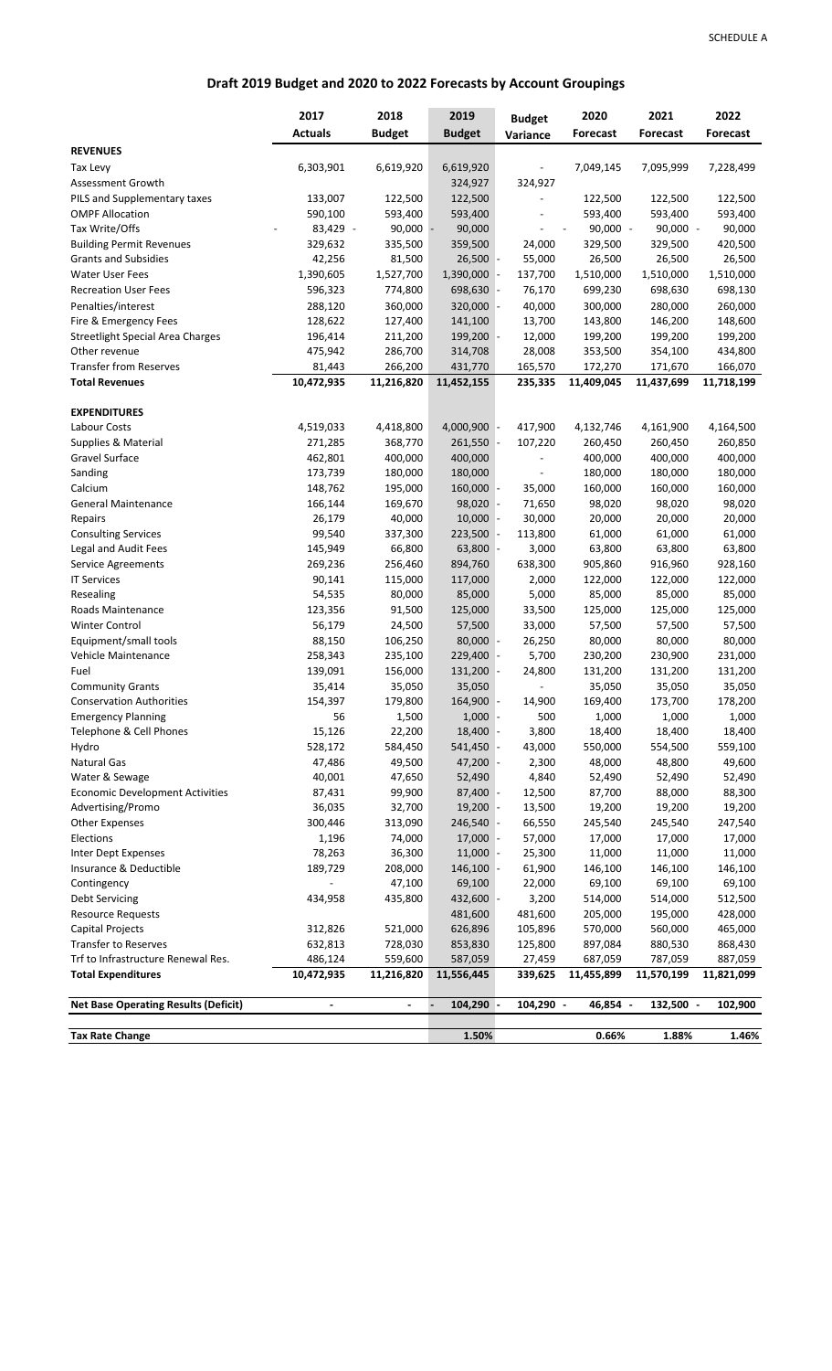SCHEDULE A

# Draft 2019 Budget and 2020 to 2022 Forecasts by Account Groupings

| | 2017 Actuals | 2018 Budget | 2019 Budget | Budget Variance | 2020 Forecast | 2021 Forecast | 2022 Forecast |
|---|---|---|---|---|---|---|---|
| **REVENUES** | | | | | | | |
| Tax Levy | 6,303,901 | 6,619,920 | 6,619,920 | - | 7,049,145 | 7,095,999 | 7,228,499 |
| Assessment Growth | | | 324,927 | 324,927 | | | |
| PILS and Supplementary taxes | 133,007 | 122,500 | 122,500 | - | 122,500 | 122,500 | 122,500 |
| OMPF Allocation | 590,100 | 593,400 | 593,400 | - | 593,400 | 593,400 | 593,400 |
| Tax Write/Offs | -83,429 | -90,000 | -90,000 | - | -90,000 | -90,000 | -90,000 |
| Building Permit Revenues | 329,632 | 335,500 | 359,500 | 24,000 | 329,500 | 329,500 | 420,500 |
| Grants and Subsidies | 42,256 | 81,500 | 26,500 | -55,000 | 26,500 | 26,500 | 26,500 |
| Water User Fees | 1,390,605 | 1,527,700 | 1,390,000 | -137,700 | 1,510,000 | 1,510,000 | 1,510,000 |
| Recreation User Fees | 596,323 | 774,800 | 698,630 | -76,170 | 699,230 | 698,630 | 698,130 |
| Penalties/interest | 288,120 | 360,000 | 320,000 | -40,000 | 300,000 | 280,000 | 260,000 |
| Fire & Emergency Fees | 128,622 | 127,400 | 141,100 | 13,700 | 143,800 | 146,200 | 148,600 |
| Streetlight Special Area Charges | 196,414 | 211,200 | 199,200 | -12,000 | 199,200 | 199,200 | 199,200 |
| Other revenue | 475,942 | 286,700 | 314,708 | 28,008 | 353,500 | 354,100 | 434,800 |
| Transfer from Reserves | 81,443 | 266,200 | 431,770 | 165,570 | 172,270 | 171,670 | 166,070 |
| **Total Revenues** | **10,472,935** | **11,216,820** | **11,452,155** | **235,335** | **11,409,045** | **11,437,699** | **11,718,199** |
| **EXPENDITURES** | | | | | | | |
| Labour Costs | 4,519,033 | 4,418,800 | 4,000,900 | -417,900 | 4,132,746 | 4,161,900 | 4,164,500 |
| Supplies & Material | 271,285 | 368,770 | 261,550 | -107,220 | 260,450 | 260,450 | 260,850 |
| Gravel Surface | 462,801 | 400,000 | 400,000 | - | 400,000 | 400,000 | 400,000 |
| Sanding | 173,739 | 180,000 | 180,000 | - | 180,000 | 180,000 | 180,000 |
| Calcium | 148,762 | 195,000 | 160,000 | -35,000 | 160,000 | 160,000 | 160,000 |
| General Maintenance | 166,144 | 169,670 | 98,020 | -71,650 | 98,020 | 98,020 | 98,020 |
| Repairs | 26,179 | 40,000 | 10,000 | -30,000 | 20,000 | 20,000 | 20,000 |
| Consulting Services | 99,540 | 337,300 | 223,500 | -113,800 | 61,000 | 61,000 | 61,000 |
| Legal and Audit Fees | 145,949 | 66,800 | 63,800 | -3,000 | 63,800 | 63,800 | 63,800 |
| Service Agreements | 269,236 | 256,460 | 894,760 | 638,300 | 905,860 | 916,960 | 928,160 |
| IT Services | 90,141 | 115,000 | 117,000 | 2,000 | 122,000 | 122,000 | 122,000 |
| Resealing | 54,535 | 80,000 | 85,000 | 5,000 | 85,000 | 85,000 | 85,000 |
| Roads Maintenance | 123,356 | 91,500 | 125,000 | 33,500 | 125,000 | 125,000 | 125,000 |
| Winter Control | 56,179 | 24,500 | 57,500 | 33,000 | 57,500 | 57,500 | 57,500 |
| Equipment/small tools | 88,150 | 106,250 | 80,000 | -26,250 | 80,000 | 80,000 | 80,000 |
| Vehicle Maintenance | 258,343 | 235,100 | 229,400 | -5,700 | 230,200 | 230,900 | 231,000 |
| Fuel | 139,091 | 156,000 | 131,200 | -24,800 | 131,200 | 131,200 | 131,200 |
| Community Grants | 35,414 | 35,050 | 35,050 | - | 35,050 | 35,050 | 35,050 |
| Conservation Authorities | 154,397 | 179,800 | 164,900 | -14,900 | 169,400 | 173,700 | 178,200 |
| Emergency Planning | 56 | 1,500 | 1,000 | -500 | 1,000 | 1,000 | 1,000 |
| Telephone & Cell Phones | 15,126 | 22,200 | 18,400 | -3,800 | 18,400 | 18,400 | 18,400 |
| Hydro | 528,172 | 584,450 | 541,450 | -43,000 | 550,000 | 554,500 | 559,100 |
| Natural Gas | 47,486 | 49,500 | 47,200 | -2,300 | 48,000 | 48,800 | 49,600 |
| Water & Sewage | 40,001 | 47,650 | 52,490 | 4,840 | 52,490 | 52,490 | 52,490 |
| Economic Development Activities | 87,431 | 99,900 | 87,400 | -12,500 | 87,700 | 88,000 | 88,300 |
| Advertising/Promo | 36,035 | 32,700 | 19,200 | -13,500 | 19,200 | 19,200 | 19,200 |
| Other Expenses | 300,446 | 313,090 | 246,540 | -66,550 | 245,540 | 245,540 | 247,540 |
| Elections | 1,196 | 74,000 | 17,000 | -57,000 | 17,000 | 17,000 | 17,000 |
| Inter Dept Expenses | 78,263 | 36,300 | 11,000 | -25,300 | 11,000 | 11,000 | 11,000 |
| Insurance & Deductible | 189,729 | 208,000 | 146,100 | -61,900 | 146,100 | 146,100 | 146,100 |
| Contingency | - | 47,100 | 69,100 | 22,000 | 69,100 | 69,100 | 69,100 |
| Debt Servicing | 434,958 | 435,800 | 432,600 | -3,200 | 514,000 | 514,000 | 512,500 |
| Resource Requests | | | 481,600 | 481,600 | 205,000 | 195,000 | 428,000 |
| Capital Projects | 312,826 | 521,000 | 626,896 | 105,896 | 570,000 | 560,000 | 465,000 |
| Transfer to Reserves | 632,813 | 728,030 | 853,830 | 125,800 | 897,084 | 880,530 | 868,430 |
| Trf to Infrastructure Renewal Res. | 486,124 | 559,600 | 587,059 | 27,459 | 687,059 | 787,059 | 887,059 |
| **Total Expenditures** | **10,472,935** | **11,216,820** | **11,556,445** | **339,625** | **11,455,899** | **11,570,199** | **11,821,099** |
| **Net Base Operating Results (Deficit)** | **-** | **-** | **-104,290** | **-104,290** | **-46,854** | **-132,500** | **-102,900** |
| **Tax Rate Change** | | | **1.50%** | | **0.66%** | **1.88%** | **1.46%** |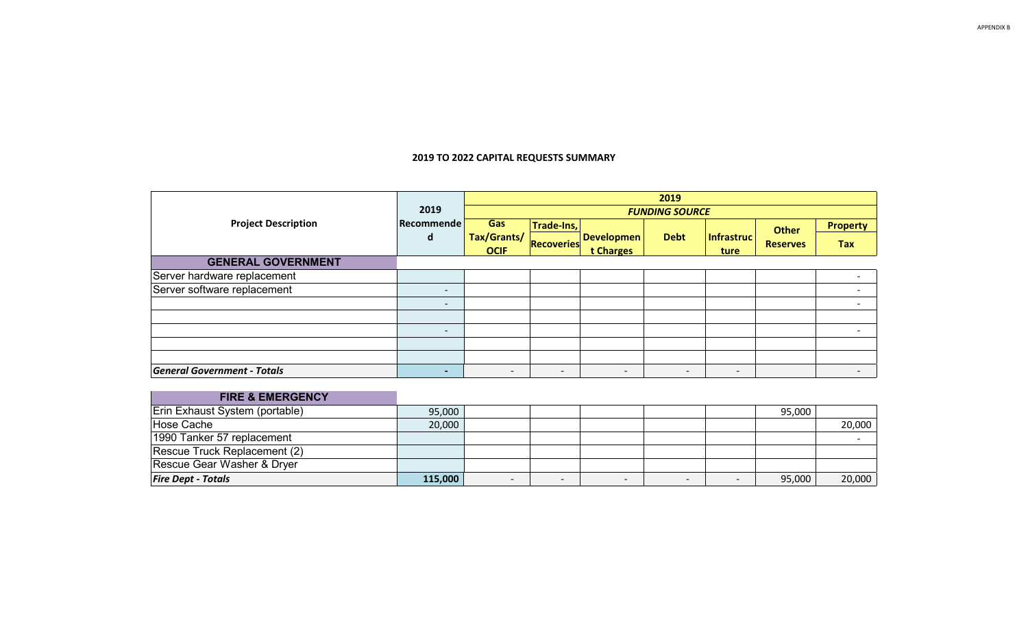APPENDIX B

## 2019 TO 2022 CAPITAL REQUESTS SUMMARY

| Project Description | 2019 Recommended | 2019 FUNDING SOURCE | | | | | | |
|---|---|---|---|---|---|---|---|---|
| | | Gas Tax/Grants/ OCIF | Trade-Ins, Recoveries | Development Charges | Debt | Infrastructure | Other Reserves | Property Tax |
| **GENERAL GOVERNMENT** | | | | | | | | |
| Server hardware replacement | | | | | | | | - |
| Server software replacement | - | | | | | | | - |
| | - | | | | | | | - |
| | | | | | | | | |
| | - | | | | | | | - |
| | | | | | | | | |
| | | | | | | | | |
| ***General Government - Totals*** | **-** | - | - | - | - | - | | - |
| **FIRE & EMERGENCY** | | | | | | | | |
| Erin Exhaust System (portable) | 95,000 | | | | | | 95,000 | |
| Hose Cache | 20,000 | | | | | | | 20,000 |
| 1990 Tanker 57 replacement | | | | | | | | - |
| Rescue Truck Replacement (2) | | | | | | | | |
| Rescue Gear Washer & Dryer | | | | | | | | |
| ***Fire Dept - Totals*** | **115,000** | - | - | - | - | - | 95,000 | 20,000 |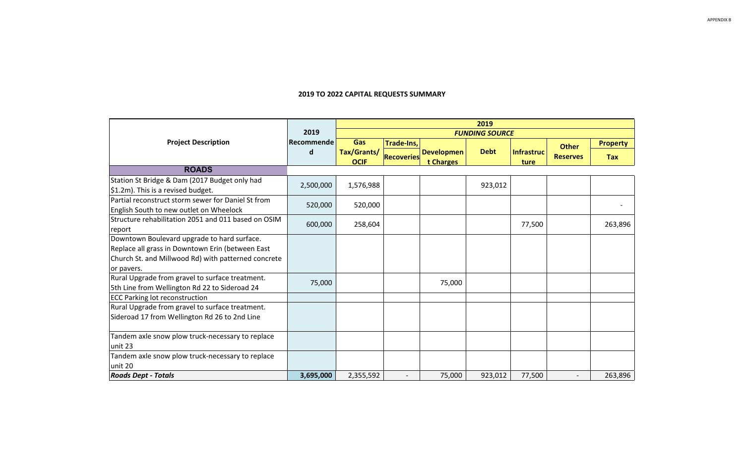## 2019 TO 2022 CAPITAL REQUESTS SUMMARY

| Project Description | 2019 Recommended | 2019 FUNDING SOURCE | | | | | | |
|---|---|---|---|---|---|---|---|---|
| | | Gas Tax/Grants/ OCIF | Trade-Ins, Recoveries | Development Charges | Debt | Infrastructure | Other Reserves | Property Tax |
| **ROADS** | | | | | | | | |
| Station St Bridge & Dam (2017 Budget only had $1.2m). This is a revised budget. | 2,500,000 | 1,576,988 | | | 923,012 | | | |
| Partial reconstruct storm sewer for Daniel St from English South to new outlet on Wheelock | 520,000 | 520,000 | | | | | | - |
| Structure rehabilitation 2051 and 011 based on OSIM report | 600,000 | 258,604 | | | | 77,500 | | 263,896 |
| Downtown Boulevard upgrade to hard surface. Replace all grass in Downtown Erin (between East Church St. and Millwood Rd) with patterned concrete or pavers. | | | | | | | | |
| Rural Upgrade from gravel to surface treatment. 5th Line from Wellington Rd 22 to Sideroad 24 | 75,000 | | | 75,000 | | | | |
| ECC Parking lot reconstruction | | | | | | | | |
| Rural Upgrade from gravel to surface treatment. Sideroad 17 from Wellington Rd 26 to 2nd Line | | | | | | | | |
| Tandem axle snow plow truck-necessary to replace unit 23 | | | | | | | | |
| Tandem axle snow plow truck-necessary to replace unit 20 | | | | | | | | |
| ***Roads Dept - Totals*** | **3,695,000** | 2,355,592 | - | 75,000 | 923,012 | 77,500 | - | 263,896 |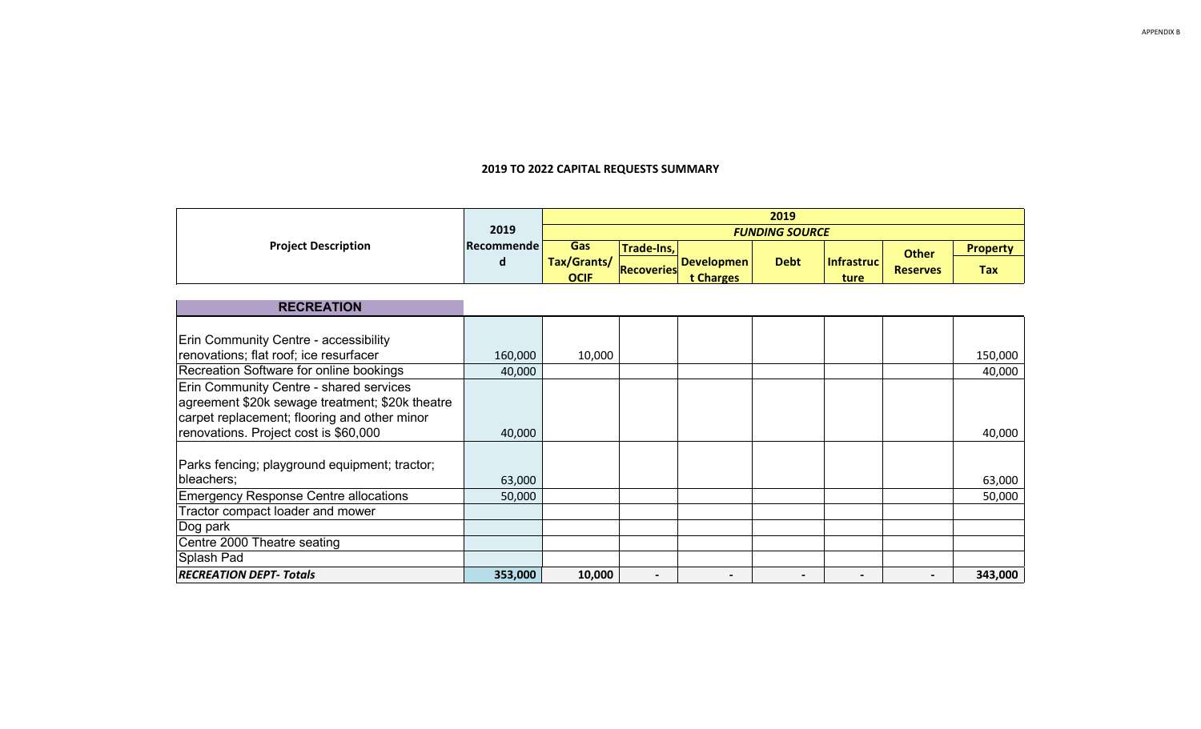APPENDIX B

## 2019 TO 2022 CAPITAL REQUESTS SUMMARY

| Project Description | 2019 Recommended | 2019 FUNDING SOURCE | | | | | | |
|---|---|---|---|---|---|---|---|---|
| | | Gas Tax/Grants/ OCIF | Trade-Ins, Recoveries | Development Charges | Debt | Infrastructure | Other Reserves | Property Tax |
| **RECREATION** | | | | | | | | |
| Erin Community Centre - accessibility renovations; flat roof; ice resurfacer | 160,000 | 10,000 | | | | | | 150,000 |
| Recreation Software for online bookings | 40,000 | | | | | | | 40,000 |
| Erin Community Centre - shared services agreement $20k sewage treatment; $20k theatre carpet replacement; flooring and other minor renovations. Project cost is $60,000 | 40,000 | | | | | | | 40,000 |
| Parks fencing; playground equipment; tractor; bleachers; | 63,000 | | | | | | | 63,000 |
| Emergency Response Centre allocations | 50,000 | | | | | | | 50,000 |
| Tractor compact loader and mower | | | | | | | | |
| Dog park | | | | | | | | |
| Centre 2000 Theatre seating | | | | | | | | |
| Splash Pad | | | | | | | | |
| ***RECREATION DEPT- Totals*** | **353,000** | **10,000** | **-** | **-** | **-** | **-** | **-** | **343,000** |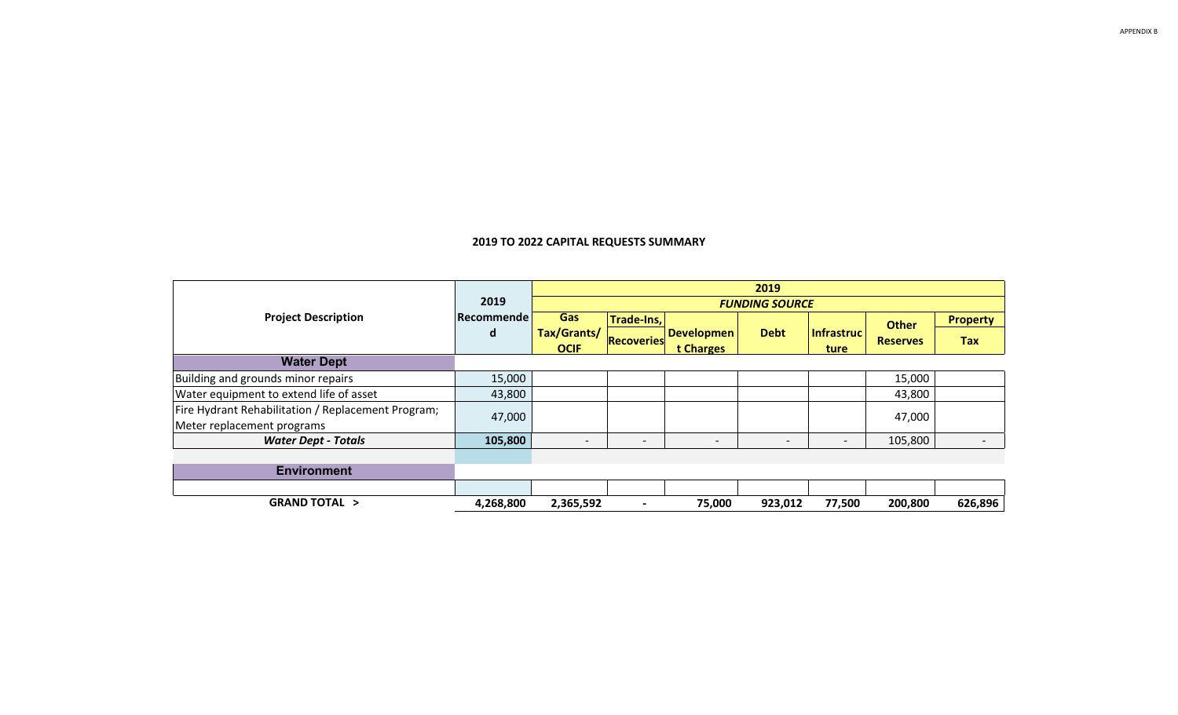## 2019 TO 2022 CAPITAL REQUESTS SUMMARY

| Project Description | 2019 Recommended | 2019 FUNDING SOURCE | | | | | | |
|---|---|---|---|---|---|---|---|---|
| | | Gas Tax/Grants/ OCIF | Trade-Ins, Recoveries | Development Charges | Debt | Infrastructure | Other Reserves | Property Tax |
| **Water Dept** | | | | | | | | |
| Building and grounds minor repairs | 15,000 | | | | | | 15,000 | |
| Water equipment to extend life of asset | 43,800 | | | | | | 43,800 | |
| Fire Hydrant Rehabilitation / Replacement Program; Meter replacement programs | 47,000 | | | | | | 47,000 | |
| ***Water Dept - Totals*** | **105,800** | - | - | - | - | - | 105,800 | - |
| | | | | | | | | |
| **Environment** | | | | | | | | |
| | | | | | | | | |
| **GRAND TOTAL >** | **4,268,800** | **2,365,592** | **-** | **75,000** | **923,012** | **77,500** | **200,800** | **626,896** |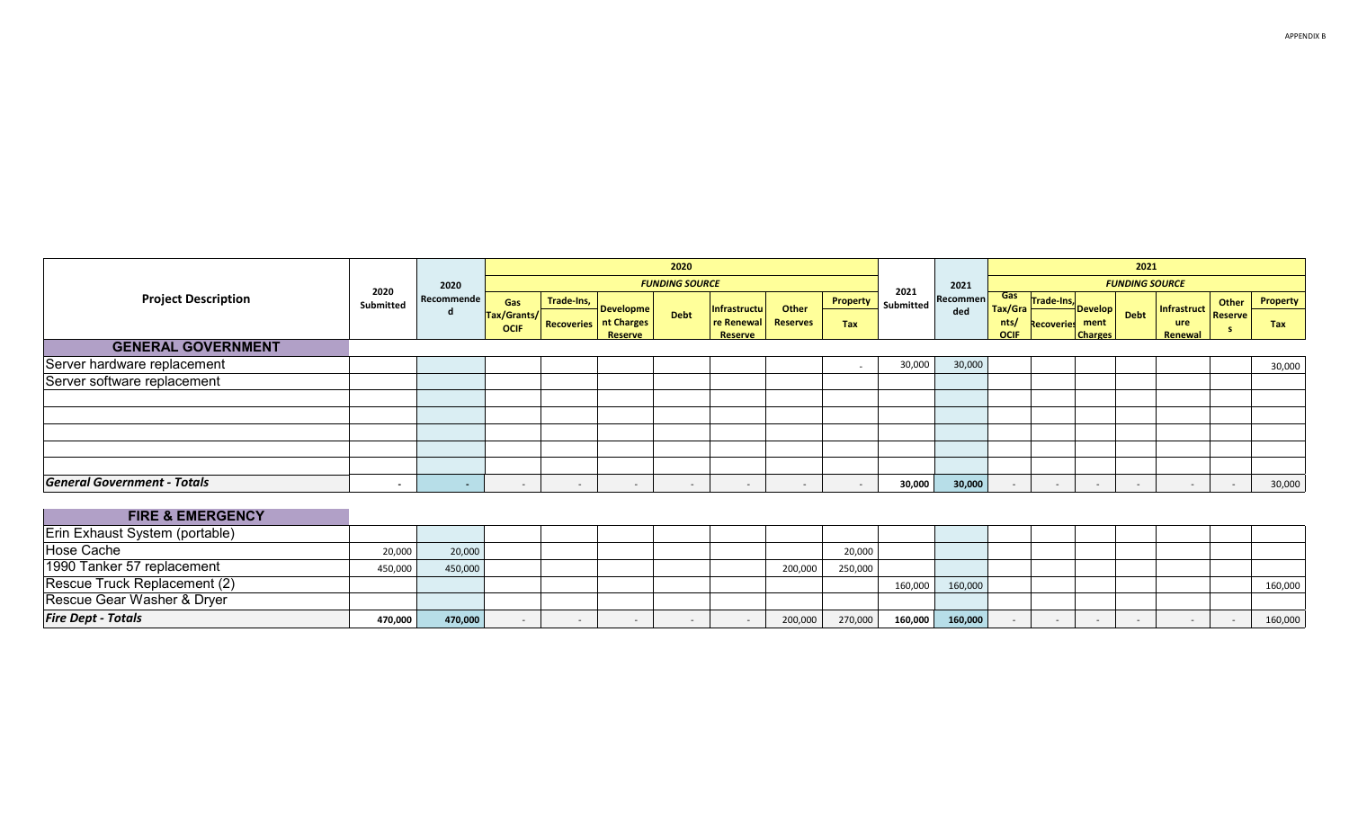APPENDIX B

| Project Description | 2020 Submitted | 2020 Recommended | 2020 FUNDING SOURCE | | | | | | | 2021 Submitted | 2021 Recommended | 2021 FUNDING SOURCE | | | | | | |
|---|---|---|---|---|---|---|---|---|---|---|---|---|---|---|---|---|---|---|
| | | | Gas Tax/Grants/ OCIF | Trade-Ins, Recoveries | Development Charges Reserve | Debt | Infrastructure Renewal Reserve | Other Reserves | Property Tax | | | Gas Tax/Grants/ OCIF | Trade-Ins, Recoveries | Development Charges | Debt | Infrastructure Renewal | Other Reserves | Property Tax |
| **GENERAL GOVERNMENT** | | | | | | | | | | | | | | | | | | |
| Server hardware replacement | | | | | | | | | - | 30,000 | 30,000 | | | | | | | 30,000 |
| Server software replacement | | | | | | | | | | | | | | | | | | |
| | | | | | | | | | | | | | | | | | | |
| | | | | | | | | | | | | | | | | | | |
| | | | | | | | | | | | | | | | | | | |
| | | | | | | | | | | | | | | | | | | |
| | | | | | | | | | | | | | | | | | | |
| ***General Government - Totals*** | - | - | - | - | - | - | - | - | - | **30,000** | **30,000** | - | - | - | - | - | - | 30,000 |
| **FIRE & EMERGENCY** | | | | | | | | | | | | | | | | | | |
| Erin Exhaust System (portable) | | | | | | | | | | | | | | | | | | |
| Hose Cache | 20,000 | 20,000 | | | | | | | 20,000 | | | | | | | | | |
| 1990 Tanker 57 replacement | 450,000 | 450,000 | | | | | | 200,000 | 250,000 | | | | | | | | | |
| Rescue Truck Replacement (2) | | | | | | | | | | 160,000 | 160,000 | | | | | | | 160,000 |
| Rescue Gear Washer & Dryer | | | | | | | | | | | | | | | | | | |
| ***Fire Dept - Totals*** | **470,000** | **470,000** | - | - | - | - | - | 200,000 | 270,000 | **160,000** | **160,000** | - | - | - | - | - | - | 160,000 |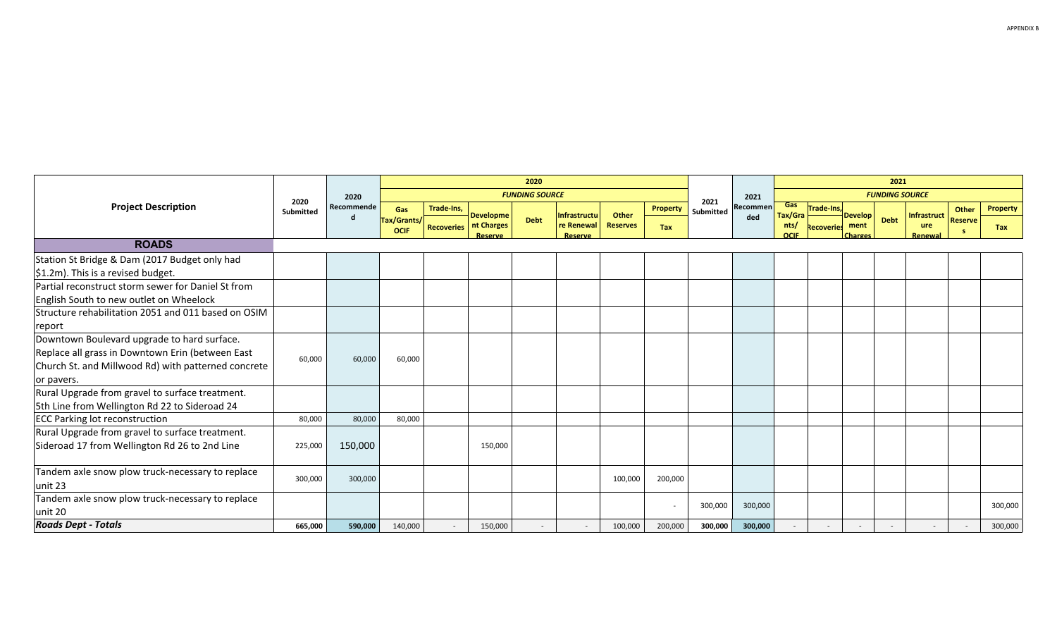APPENDIX B

| Project Description | 2020 Submitted | 2020 Recommended | 2020 FUNDING SOURCE Gas Tax/Grants/OCIF | Trade-Ins, Recoveries | Development Charges Reserve | Debt | Infrastructure Renewal Reserve | Other Reserves | Property Tax | 2021 Submitted | 2021 Recommended | 2021 FUNDING SOURCE Gas Tax/Grants/OCIF | Trade-Ins, Recoveries | Development Charges | Debt | Infrastructure Renewal | Other Reserves | Property Tax |
|---|---|---|---|---|---|---|---|---|---|---|---|---|---|---|---|---|---|---|
| **ROADS** | | | | | | | | | | | | | | | | | | |
| Station St Bridge & Dam (2017 Budget only had $1.2m). This is a revised budget. | | | | | | | | | | | | | | | | | | |
| Partial reconstruct storm sewer for Daniel St from English South to new outlet on Wheelock | | | | | | | | | | | | | | | | | | |
| Structure rehabilitation 2051 and 011 based on OSIM report | | | | | | | | | | | | | | | | | | |
| Downtown Boulevard upgrade to hard surface. Replace all grass in Downtown Erin (between East Church St. and Millwood Rd) with patterned concrete or pavers. | 60,000 | 60,000 | 60,000 | | | | | | | | | | | | | | | |
| Rural Upgrade from gravel to surface treatment. 5th Line from Wellington Rd 22 to Sideroad 24 | | | | | | | | | | | | | | | | | | |
| ECC Parking lot reconstruction | 80,000 | 80,000 | 80,000 | | | | | | | | | | | | | | | |
| Rural Upgrade from gravel to surface treatment. Sideroad 17 from Wellington Rd 26 to 2nd Line | 225,000 | 150,000 | | | 150,000 | | | | | | | | | | | | | |
| Tandem axle snow plow truck-necessary to replace unit 23 | 300,000 | 300,000 | | | | | | 100,000 | 200,000 | | | | | | | | | |
| Tandem axle snow plow truck-necessary to replace unit 20 | | | | | | | | | - | 300,000 | 300,000 | | | | | | | 300,000 |
| ***Roads Dept - Totals*** | **665,000** | **590,000** | 140,000 | - | 150,000 | - | - | 100,000 | 200,000 | **300,000** | **300,000** | - | - | - | - | - | - | 300,000 |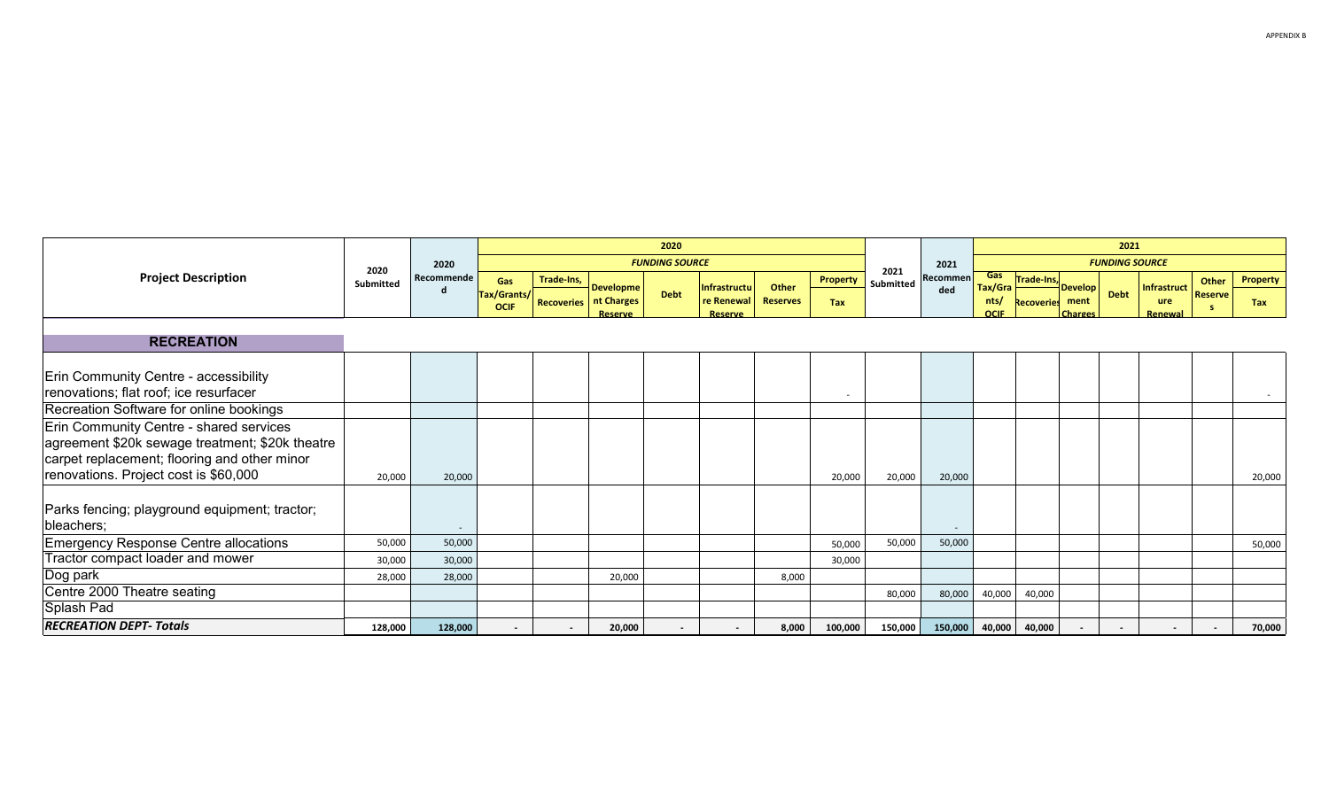| Project Description | 2020 Submitted | 2020 Recommended | 2020 FUNDING SOURCE | | | | | | | 2021 Submitted | 2021 Recommended | 2021 FUNDING SOURCE | | | | | | |
|---|---|---|---|---|---|---|---|---|---|---|---|---|---|---|---|---|---|---|
| | | | Gas Tax/Grants/ OCIF | Trade-Ins, Recoveries | Development Charges Reserve | Debt | Infrastructure Renewal Reserve | Other Reserves | Property Tax | | | Gas Tax/Grants/ OCIF | Trade-Ins, Recoveries | Development Charges | Debt | Infrastructure Renewal | Other Reserves | Property Tax |
| **RECREATION** | | | | | | | | | | | | | | | | | | |
| Erin Community Centre - accessibility renovations; flat roof; ice resurfacer | | | | | | | | | - | | | | | | | | | - |
| Recreation Software for online bookings | | | | | | | | | | | | | | | | | | |
| Erin Community Centre - shared services agreement $20k sewage treatment; $20k theatre carpet replacement; flooring and other minor renovations. Project cost is $60,000 | 20,000 | 20,000 | | | | | | | 20,000 | 20,000 | 20,000 | | | | | | | 20,000 |
| Parks fencing; playground equipment; tractor; bleachers; | | - | | | | | | | | | - | | | | | | | |
| Emergency Response Centre allocations | 50,000 | 50,000 | | | | | | | 50,000 | 50,000 | 50,000 | | | | | | | 50,000 |
| Tractor compact loader and mower | 30,000 | 30,000 | | | | | | | 30,000 | | | | | | | | | |
| Dog park | 28,000 | 28,000 | | | 20,000 | | | 8,000 | | | | | | | | | | |
| Centre 2000 Theatre seating | | | | | | | | | | 80,000 | 80,000 | 40,000 | 40,000 | | | | | |
| Splash Pad | | | | | | | | | | | | | | | | | | |
| ***RECREATION DEPT- Totals*** | **128,000** | **128,000** | **-** | **-** | **20,000** | **-** | **-** | **8,000** | **100,000** | **150,000** | **150,000** | **40,000** | **40,000** | **-** | **-** | **-** | **-** | **70,000** |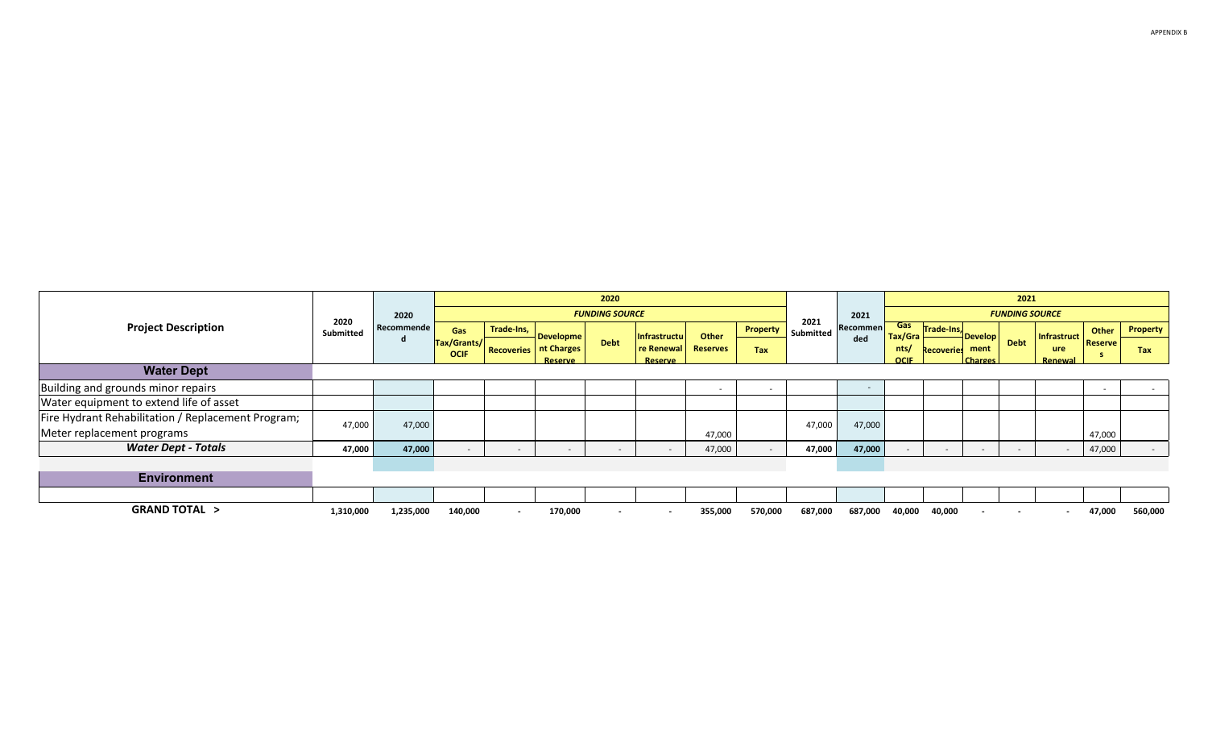| Project Description | 2020 Submitted | 2020 Recommended | 2020 FUNDING SOURCE | | | | | | | 2021 Submitted | 2021 Recommended | 2021 FUNDING SOURCE | | | | | | |
|---|---|---|---|---|---|---|---|---|---|---|---|---|---|---|---|---|---|---|
| | | | Gas Tax/Grants/ OCIF | Trade-Ins, Recoveries | Development Charges Reserve | Debt | Infrastructure Renewal Reserve | Other Reserves | Property Tax | | | Gas Tax/Grants/ OCIF | Trade-Ins, Recoveries | Development Charges | Debt | Infrastructure Renewal | Other Reserves | Property Tax |
| **Water Dept** | | | | | | | | | | | | | | | | | | |
| Building and grounds minor repairs | | | | | | | | - | - | | - | | | | | | - | - |
| Water equipment to extend life of asset | | | | | | | | | | | | | | | | | | |
| Fire Hydrant Rehabilitation / Replacement Program; Meter replacement programs | 47,000 | 47,000 | | | | | | 47,000 | | 47,000 | 47,000 | | | | | | 47,000 | |
| ***Water Dept - Totals*** | **47,000** | **47,000** | - | - | - | - | - | 47,000 | - | **47,000** | **47,000** | - | - | - | - | - | 47,000 | - |
| **Environment** | | | | | | | | | | | | | | | | | | |
| | | | | | | | | | | | | | | | | | | |
| **GRAND TOTAL >** | **1,310,000** | **1,235,000** | **140,000** | **-** | **170,000** | **-** | **-** | **355,000** | **570,000** | **687,000** | **687,000** | **40,000** | **40,000** | **-** | **-** | **-** | **47,000** | **560,000** |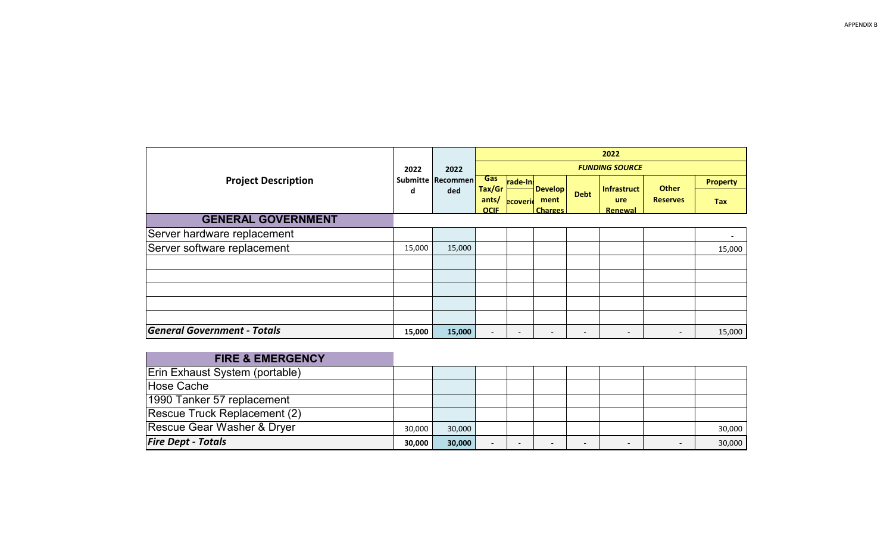| Project Description | 2022 Submitted | 2022 Recommended | 2022 FUNDING SOURCE | | | | | | |
|---|---|---|---|---|---|---|---|---|---|
| | | | Gas Tax/Grants/OCIF | Trade-Ins Recoveries | Development Charges | Debt | Infrastructure Renewal | Other Reserves | Property Tax |
| **GENERAL GOVERNMENT** | | | | | | | | | |
| Server hardware replacement | | | | | | | | | - |
| Server software replacement | 15,000 | 15,000 | | | | | | | 15,000 |
| | | | | | | | | | |
| | | | | | | | | | |
| | | | | | | | | | |
| | | | | | | | | | |
| | | | | | | | | | |
| ***General Government - Totals*** | **15,000** | **15,000** | - | - | - | - | - | - | 15,000 |

| Project Description | 2022 Submitted | 2022 Recommended | Gas Tax/Grants/OCIF | Trade-Ins Recoveries | Development Charges | Debt | Infrastructure Renewal | Other Reserves | Property Tax |
|---|---|---|---|---|---|---|---|---|---|
| **FIRE & EMERGENCY** | | | | | | | | | |
| Erin Exhaust System (portable) | | | | | | | | | |
| Hose Cache | | | | | | | | | |
| 1990 Tanker 57 replacement | | | | | | | | | |
| Rescue Truck Replacement (2) | | | | | | | | | |
| Rescue Gear Washer & Dryer | 30,000 | 30,000 | | | | | | | 30,000 |
| ***Fire Dept - Totals*** | **30,000** | **30,000** | - | - | - | - | - | - | 30,000 |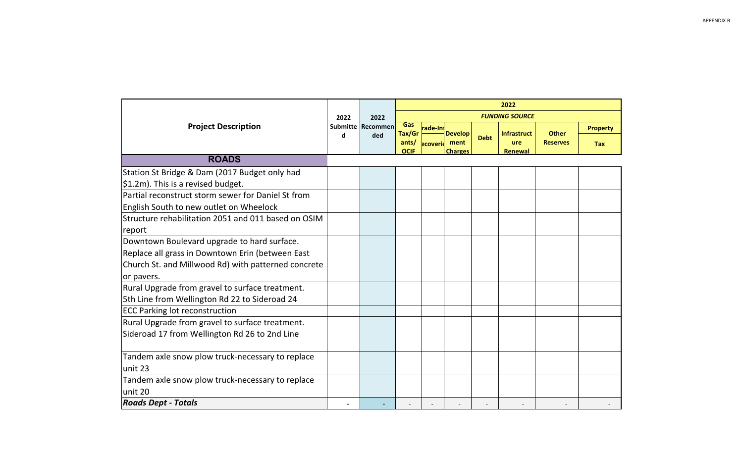APPENDIX B

| Project Description | 2022 Submitted | 2022 Recommended | 2022 FUNDING SOURCE | | | | | | |
|---|---|---|---|---|---|---|---|---|---|
| | | | Gas Tax/Grants/OCIF | Trade-Ins/Recoveries | Development Charges | Debt | Infrastructure Renewal | Other Reserves | Property Tax |
| **ROADS** | | | | | | | | | |
| Station St Bridge & Dam (2017 Budget only had $1.2m). This is a revised budget. | | | | | | | | | |
| Partial reconstruct storm sewer for Daniel St from English South to new outlet on Wheelock | | | | | | | | | |
| Structure rehabilitation 2051 and 011 based on OSIM report | | | | | | | | | |
| Downtown Boulevard upgrade to hard surface. Replace all grass in Downtown Erin (between East Church St. and Millwood Rd) with patterned concrete or pavers. | | | | | | | | | |
| Rural Upgrade from gravel to surface treatment. 5th Line from Wellington Rd 22 to Sideroad 24 | | | | | | | | | |
| ECC Parking lot reconstruction | | | | | | | | | |
| Rural Upgrade from gravel to surface treatment. Sideroad 17 from Wellington Rd 26 to 2nd Line | | | | | | | | | |
| Tandem axle snow plow truck-necessary to replace unit 23 | | | | | | | | | |
| Tandem axle snow plow truck-necessary to replace unit 20 | | | | | | | | | |
| ***Roads Dept - Totals*** | - | - | - | - | - | - | - | - | - |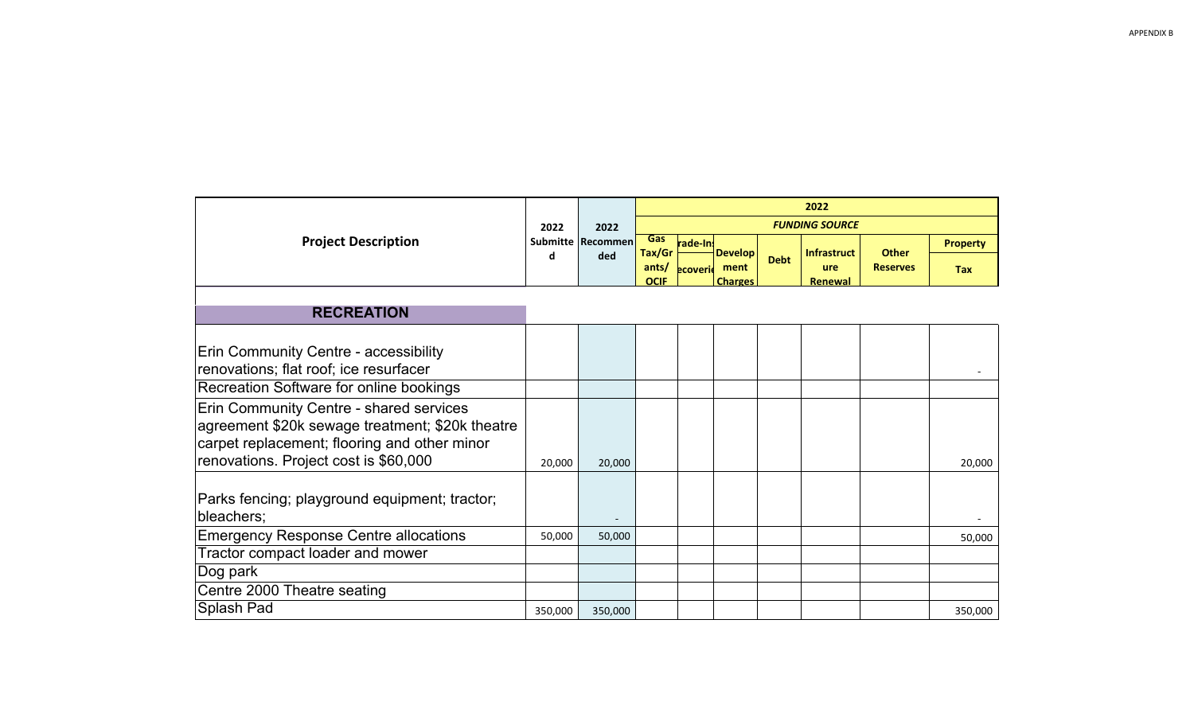APPENDIX B

| Project Description | 2022 Submitted | 2022 Recommended | 2022 FUNDING SOURCE | | | | | | |
|---|---|---|---|---|---|---|---|---|---|
| | | | Gas Tax/Grants/OCIF | Trade-Ins/Recoveries | Development Charges | Debt | Infrastructure Renewal | Other Reserves | Property Tax |
| **RECREATION** | | | | | | | | | |
| Erin Community Centre - accessibility renovations; flat roof; ice resurfacer | | | | | | | | | - |
| Recreation Software for online bookings | | | | | | | | | |
| Erin Community Centre - shared services agreement $20k sewage treatment; $20k theatre carpet replacement; flooring and other minor renovations. Project cost is $60,000 | 20,000 | 20,000 | | | | | | | 20,000 |
| Parks fencing; playground equipment; tractor; bleachers; | | - | | | | | | | - |
| Emergency Response Centre allocations | 50,000 | 50,000 | | | | | | | 50,000 |
| Tractor compact loader and mower | | | | | | | | | |
| Dog park | | | | | | | | | |
| Centre 2000 Theatre seating | | | | | | | | | |
| Splash Pad | 350,000 | 350,000 | | | | | | | 350,000 |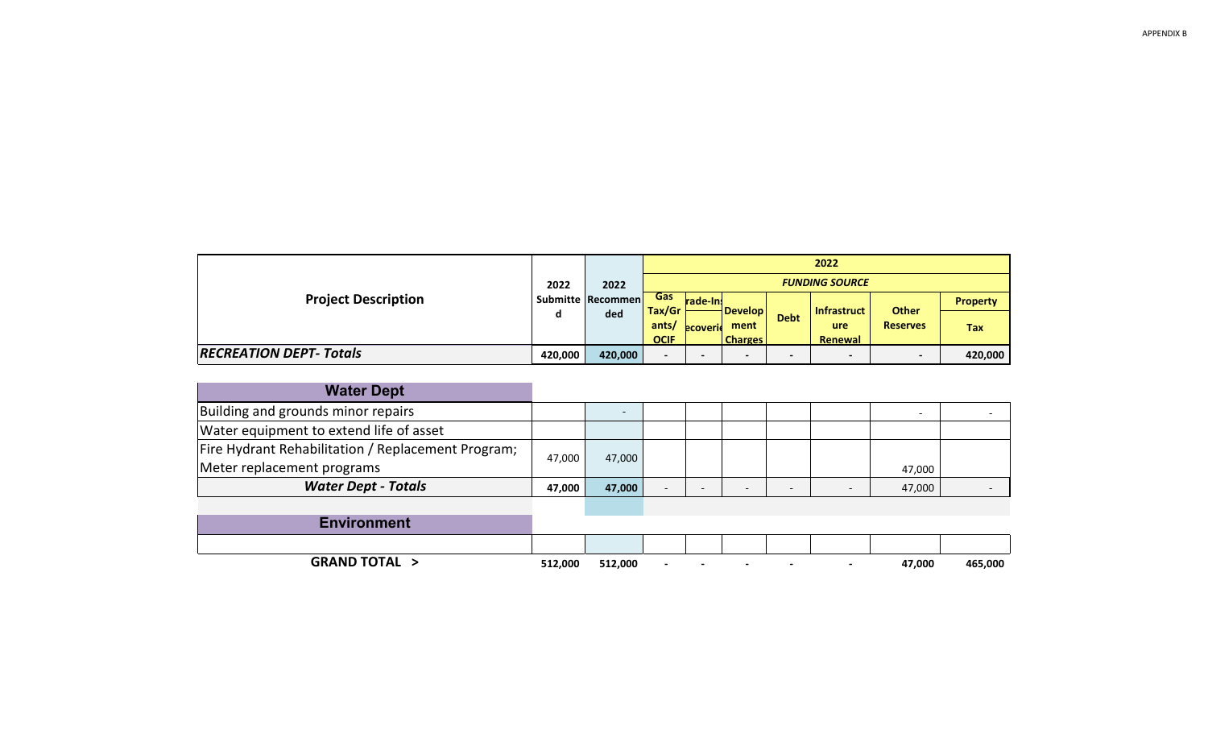APPENDIX B

| Project Description | 2022 Submitted | 2022 Recommended | 2022 FUNDING SOURCE | | | | | | |
|---|---|---|---|---|---|---|---|---|---|
| | | | Gas Tax/Grants/ OCIF | Trade-Ins/ Recoveries | Development Charges | Debt | Infrastructure Renewal | Other Reserves | Property Tax |
| ***RECREATION DEPT- Totals*** | **420,000** | **420,000** | **-** | **-** | **-** | **-** | **-** | **-** | **420,000** |
| **Water Dept** | | | | | | | | | |
| Building and grounds minor repairs | | - | | | | | | - | - |
| Water equipment to extend life of asset | | | | | | | | | |
| Fire Hydrant Rehabilitation / Replacement Program; Meter replacement programs | 47,000 | 47,000 | | | | | | 47,000 | |
| ***Water Dept - Totals*** | **47,000** | **47,000** | - | - | - | - | - | 47,000 | - |
| **Environment** | | | | | | | | | |
| | | | | | | | | | |
| **GRAND TOTAL >** | **512,000** | **512,000** | **-** | **-** | **-** | **-** | **-** | **47,000** | **465,000** |